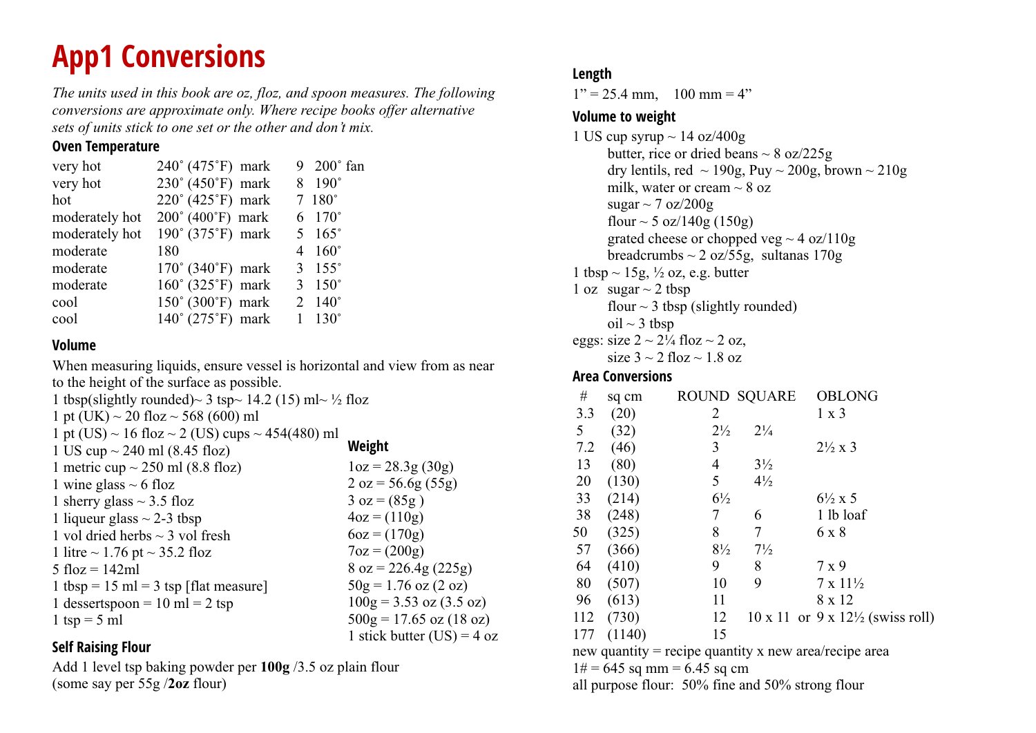# App1 Conversions

*The units used in this book are oz, floz, and spoon measures. The following conversions are approximate only. Where recipe books offer alternative sets of units stick to one set or the other and don't mix.*

### Oven Temperature

| | | | |
|---|---|---|---|
| very hot | 240˚ (475˚F) mark | 9 | 200˚ fan |
| very hot | 230˚ (450˚F) mark | 8 | 190˚ |
| hot | 220˚ (425˚F) mark | 7 | 180˚ |
| moderately hot | 200˚ (400˚F) mark | 6 | 170˚ |
| moderately hot | 190˚ (375˚F) mark | 5 | 165˚ |
| moderate | 180 | 4 | 160˚ |
| moderate | 170˚ (340˚F) mark | 3 | 155˚ |
| moderate | 160˚ (325˚F) mark | 3 | 150˚ |
| cool | 150˚ (300˚F) mark | 2 | 140˚ |
| cool | 140˚ (275˚F) mark | 1 | 130˚ |

### Volume

When measuring liquids, ensure vessel is horizontal and view from as near to the height of the surface as possible.

1 tbsp(slightly rounded)~ 3 tsp~ 14.2 (15) ml~ ½ floz
1 pt (UK) ~ 20 floz ~ 568 (600) ml
1 pt (US) ~ 16 floz ~ 2 (US) cups ~ 454(480) ml
1 US cup ~ 240 ml (8.45 floz)
1 metric cup ~ 250 ml (8.8 floz)
1 wine glass ~ 6 floz
1 sherry glass ~ 3.5 floz
1 liqueur glass ~ 2-3 tbsp
1 vol dried herbs ~ 3 vol fresh
1 litre ~ 1.76 pt ~ 35.2 floz
5 floz = 142ml
1 tbsp = 15 ml = 3 tsp [flat measure]
1 dessertspoon = 10 ml = 2 tsp
1 tsp = 5 ml

### Weight

1oz = 28.3g (30g)
2 oz = 56.6g (55g)
3 oz = (85g )
4oz = (110g)
6oz = (170g)
7oz = (200g)
8 oz = 226.4g (225g)
50g = 1.76 oz (2 oz)
100g = 3.53 oz (3.5 oz)
500g = 17.65 oz (18 oz)
1 stick butter (US) = 4 oz

### Self Raising Flour

Add 1 level tsp baking powder per **100g** /3.5 oz plain flour
(some say per 55g /**2oz** flour)

### Length

1" = 25.4 mm, 100 mm = 4"

### Volume to weight

1 US cup syrup ~ 14 oz/400g
butter, rice or dried beans ~ 8 oz/225g
dry lentils, red ~ 190g, Puy ~ 200g, brown ~ 210g
milk, water or cream ~ 8 oz
sugar ~ 7 oz/200g
flour ~ 5 oz/140g (150g)
grated cheese or chopped veg ~ 4 oz/110g
breadcrumbs ~ 2 oz/55g, sultanas 170g
1 tbsp ~ 15g, ½ oz, e.g. butter
1 oz sugar ~ 2 tbsp
flour ~ 3 tbsp (slightly rounded)
oil ~ 3 tbsp
eggs: size 2 ~ 2¼ floz ~ 2 oz,
size 3 ~ 2 floz ~ 1.8 oz

### Area Conversions

| # | sq cm | ROUND | SQUARE | OBLONG |
|---|---|---|---|---|
| 3.3 | (20) | 2 | | 1 x 3 |
| 5 | (32) | 2½ | 2¼ | |
| 7.2 | (46) | 3 | | 2½ x 3 |
| 13 | (80) | 4 | 3½ | |
| 20 | (130) | 5 | 4½ | |
| 33 | (214) | 6½ | | 6½ x 5 |
| 38 | (248) | 7 | 6 | 1 lb loaf |
| 50 | (325) | 8 | 7 | 6 x 8 |
| 57 | (366) | 8½ | 7½ | |
| 64 | (410) | 9 | 8 | 7 x 9 |
| 80 | (507) | 10 | 9 | 7 x 11½ |
| 96 | (613) | 11 | | 8 x 12 |
| 112 | (730) | 12 | 10 x 11 | or 9 x 12½ (swiss roll) |
| 177 | (1140) | 15 | | |

new quantity = recipe quantity x new area/recipe area
1# = 645 sq mm = 6.45 sq cm
all purpose flour: 50% fine and 50% strong flour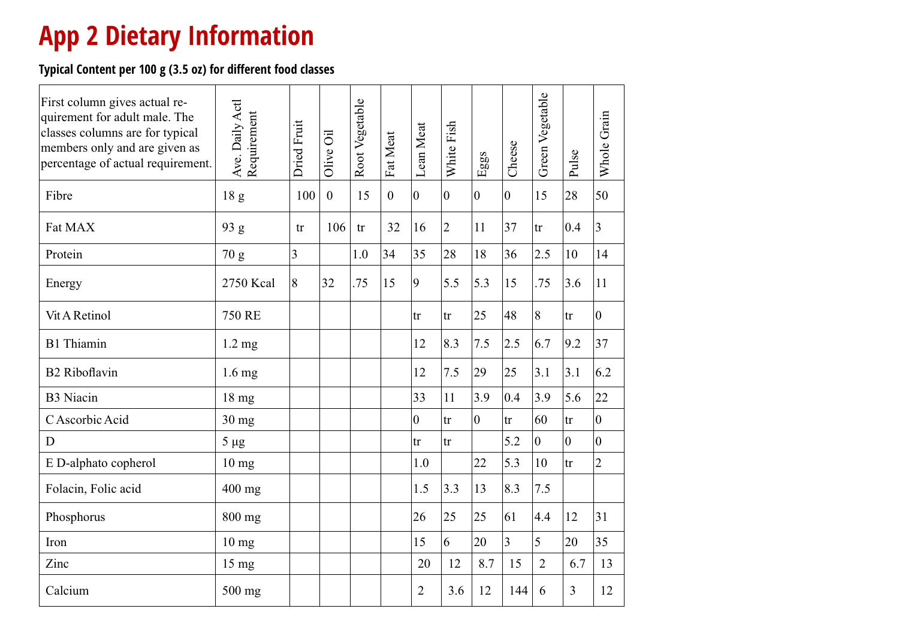# App 2 Dietary Information

**Typical Content per 100 g (3.5 oz) for different food classes**

| First column gives actual requirement for adult male. The classes columns are for typical members only and are given as percentage of actual requirement. | Ave. Daily Actl Requirement | Dried Fruit | Olive Oil | Root Vegetable | Fat Meat | Lean Meat | White Fish | Eggs | Cheese | Green Vegetable | Pulse | Whole Grain |
|---|---|---|---|---|---|---|---|---|---|---|---|---|
| Fibre | 18 g | 100 | 0 | 15 | 0 | 0 | 0 | 0 | 0 | 15 | 28 | 50 |
| Fat MAX | 93 g | tr | 106 | tr | 32 | 16 | 2 | 11 | 37 | tr | 0.4 | 3 |
| Protein | 70 g | 3 | | 1.0 | 34 | 35 | 28 | 18 | 36 | 2.5 | 10 | 14 |
| Energy | 2750 Kcal | 8 | 32 | .75 | 15 | 9 | 5.5 | 5.3 | 15 | .75 | 3.6 | 11 |
| Vit A Retinol | 750 RE | | | | | tr | tr | 25 | 48 | 8 | tr | 0 |
| B1 Thiamin | 1.2 mg | | | | | 12 | 8.3 | 7.5 | 2.5 | 6.7 | 9.2 | 37 |
| B2 Riboflavin | 1.6 mg | | | | | 12 | 7.5 | 29 | 25 | 3.1 | 3.1 | 6.2 |
| B3 Niacin | 18 mg | | | | | 33 | 11 | 3.9 | 0.4 | 3.9 | 5.6 | 22 |
| C Ascorbic Acid | 30 mg | | | | | 0 | tr | 0 | tr | 60 | tr | 0 |
| D | 5 µg | | | | | tr | tr | | 5.2 | 0 | 0 | 0 |
| E D-alphato copherol | 10 mg | | | | | 1.0 | | 22 | 5.3 | 10 | tr | 2 |
| Folacin, Folic acid | 400 mg | | | | | 1.5 | 3.3 | 13 | 8.3 | 7.5 | | |
| Phosphorus | 800 mg | | | | | 26 | 25 | 25 | 61 | 4.4 | 12 | 31 |
| Iron | 10 mg | | | | | 15 | 6 | 20 | 3 | 5 | 20 | 35 |
| Zinc | 15 mg | | | | | 20 | 12 | 8.7 | 15 | 2 | 6.7 | 13 |
| Calcium | 500 mg | | | | | 2 | 3.6 | 12 | 144 | 6 | 3 | 12 |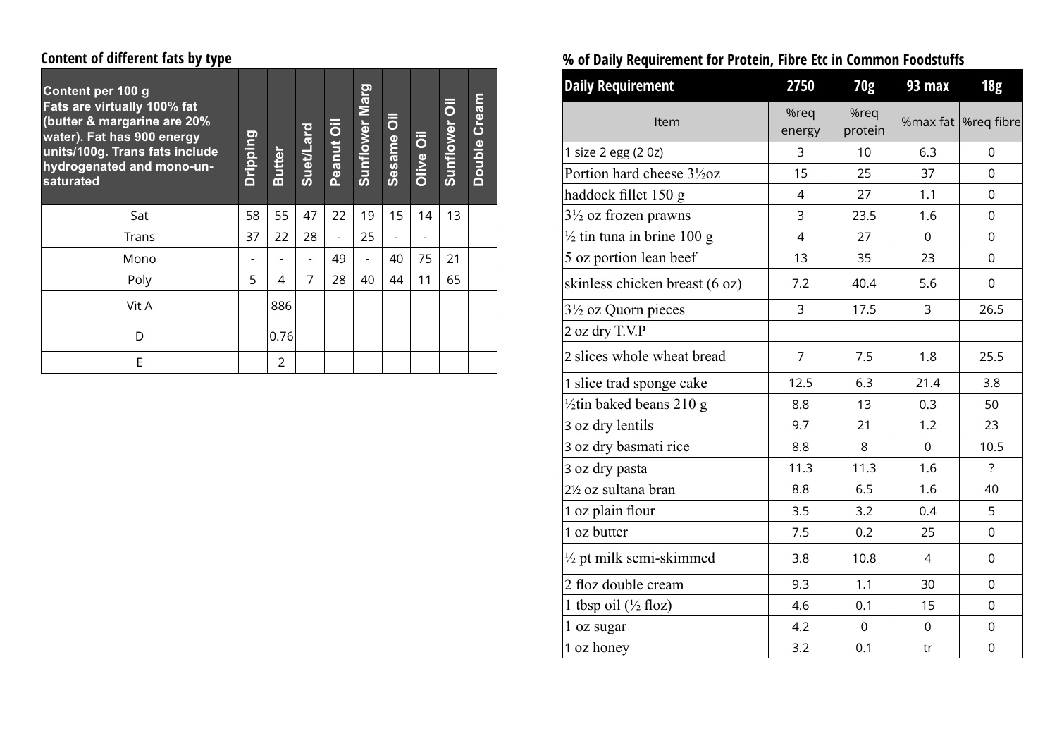## Content of different fats by type

| Content per 100 g<br>Fats are virtually 100% fat (butter & margarine are 20% water). Fat has 900 energy units/100g. Trans fats include hydrogenated and mono-un-saturated | Dripping | Butter | Suet/Lard | Peanut Oil | Sunflower Marg | Sesame Oil | Olive Oil | Sunflower Oil | Double Cream |
|---|---|---|---|---|---|---|---|---|---|
| Sat | 58 | 55 | 47 | 22 | 19 | 15 | 14 | 13 | |
| Trans | 37 | 22 | 28 | - | 25 | - | - | | |
| Mono | - | - | - | 49 | - | 40 | 75 | 21 | |
| Poly | 5 | 4 | 7 | 28 | 40 | 44 | 11 | 65 | |
| Vit A | | 886 | | | | | | | |
| D | | 0.76 | | | | | | | |
| E | | 2 | | | | | | | |

## % of Daily Requirement for Protein, Fibre Etc in Common Foodstuffs

| Daily Requirement | 2750 | 70g | 93 max | 18g |
|---|---|---|---|---|
| Item | %req energy | %req protein | %max fat | %req fibre |
| 1 size 2 egg (2 0z) | 3 | 10 | 6.3 | 0 |
| Portion hard cheese 3½oz | 15 | 25 | 37 | 0 |
| haddock fillet 150 g | 4 | 27 | 1.1 | 0 |
| 3½ oz frozen prawns | 3 | 23.5 | 1.6 | 0 |
| ½ tin tuna in brine 100 g | 4 | 27 | 0 | 0 |
| 5 oz portion lean beef | 13 | 35 | 23 | 0 |
| skinless chicken breast (6 oz) | 7.2 | 40.4 | 5.6 | 0 |
| 3½ oz Quorn pieces | 3 | 17.5 | 3 | 26.5 |
| 2 oz dry T.V.P | | | | |
| 2 slices whole wheat bread | 7 | 7.5 | 1.8 | 25.5 |
| 1 slice trad sponge cake | 12.5 | 6.3 | 21.4 | 3.8 |
| ½tin baked beans 210 g | 8.8 | 13 | 0.3 | 50 |
| 3 oz dry lentils | 9.7 | 21 | 1.2 | 23 |
| 3 oz dry basmati rice | 8.8 | 8 | 0 | 10.5 |
| 3 oz dry pasta | 11.3 | 11.3 | 1.6 | ? |
| 2½ oz sultana bran | 8.8 | 6.5 | 1.6 | 40 |
| 1 oz plain flour | 3.5 | 3.2 | 0.4 | 5 |
| 1 oz butter | 7.5 | 0.2 | 25 | 0 |
| ½ pt milk semi-skimmed | 3.8 | 10.8 | 4 | 0 |
| 2 floz double cream | 9.3 | 1.1 | 30 | 0 |
| 1 tbsp oil (½ floz) | 4.6 | 0.1 | 15 | 0 |
| 1 oz sugar | 4.2 | 0 | 0 | 0 |
| 1 oz honey | 3.2 | 0.1 | tr | 0 |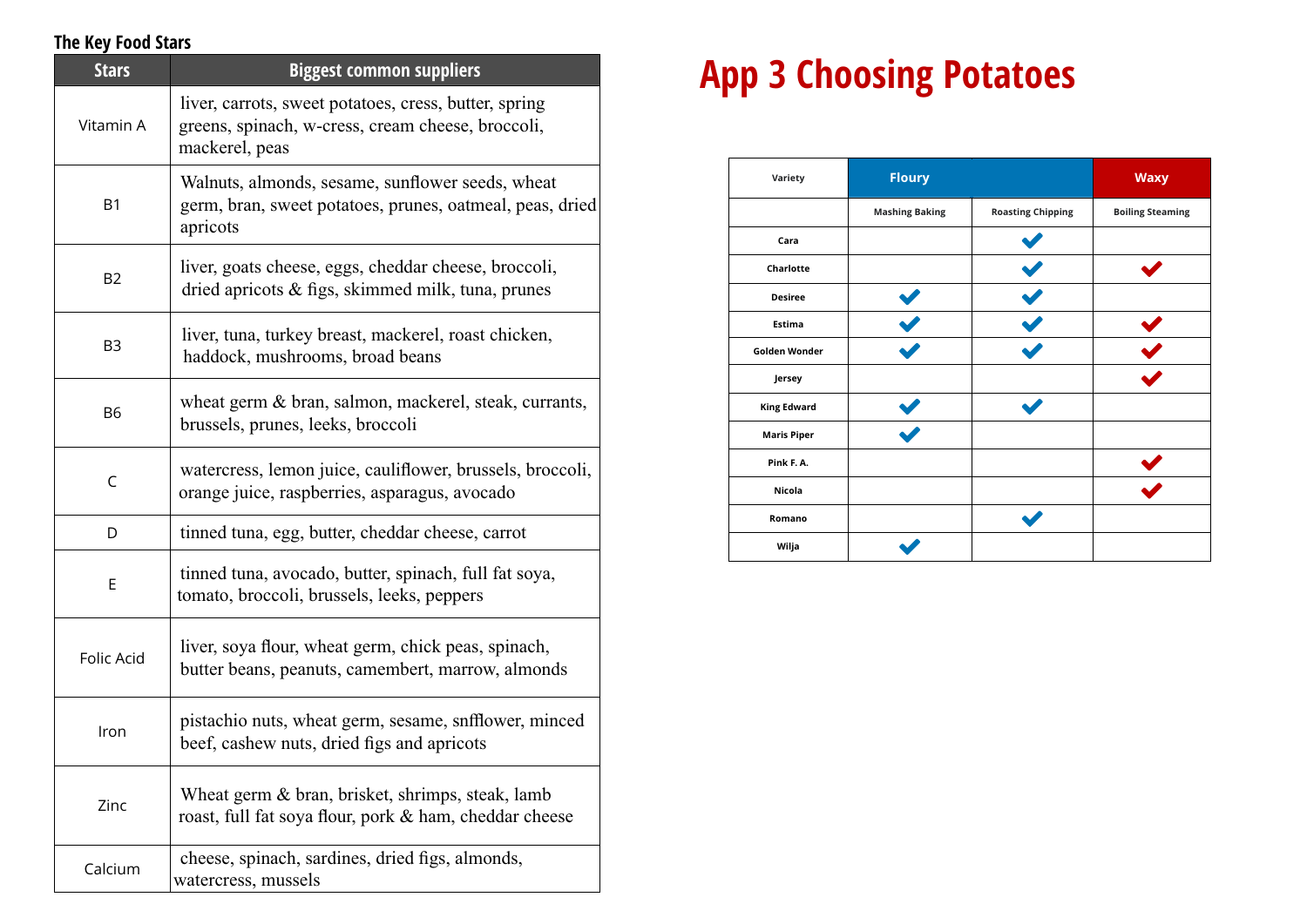### The Key Food Stars

| Stars | Biggest common suppliers |
|---|---|
| Vitamin A | liver, carrots, sweet potatoes, cress, butter, spring greens, spinach, w-cress, cream cheese, broccoli, mackerel, peas |
| B1 | Walnuts, almonds, sesame, sunflower seeds, wheat germ, bran, sweet potatoes, prunes, oatmeal, peas, dried apricots |
| B2 | liver, goats cheese, eggs, cheddar cheese, broccoli, dried apricots & figs, skimmed milk, tuna, prunes |
| B3 | liver, tuna, turkey breast, mackerel, roast chicken, haddock, mushrooms, broad beans |
| B6 | wheat germ & bran, salmon, mackerel, steak, currants, brussels, prunes, leeks, broccoli |
| C | watercress, lemon juice, cauliflower, brussels, broccoli, orange juice, raspberries, asparagus, avocado |
| D | tinned tuna, egg, butter, cheddar cheese, carrot |
| E | tinned tuna, avocado, butter, spinach, full fat soya, tomato, broccoli, brussels, leeks, peppers |
| Folic Acid | liver, soya flour, wheat germ, chick peas, spinach, butter beans, peanuts, camembert, marrow, almonds |
| Iron | pistachio nuts, wheat germ, sesame, snfflower, minced beef, cashew nuts, dried figs and apricots |
| Zinc | Wheat germ & bran, brisket, shrimps, steak, lamb roast, full fat soya flour, pork & ham, cheddar cheese |
| Calcium | cheese, spinach, sardines, dried figs, almonds, watercress, mussels |

# App 3 Choosing Potatoes

| Variety | Floury | | Waxy |
|---|---|---|---|
| | Mashing Baking | Roasting Chipping | Boiling Steaming |
| Cara | | ✔ | |
| Charlotte | | ✔ | ✔ |
| Desiree | ✔ | ✔ | |
| Estima | ✔ | ✔ | ✔ |
| Golden Wonder | ✔ | ✔ | ✔ |
| Jersey | | | ✔ |
| King Edward | ✔ | ✔ | |
| Maris Piper | ✔ | | |
| Pink F. A. | | | ✔ |
| Nicola | | | ✔ |
| Romano | | ✔ | |
| Wilja | ✔ | | |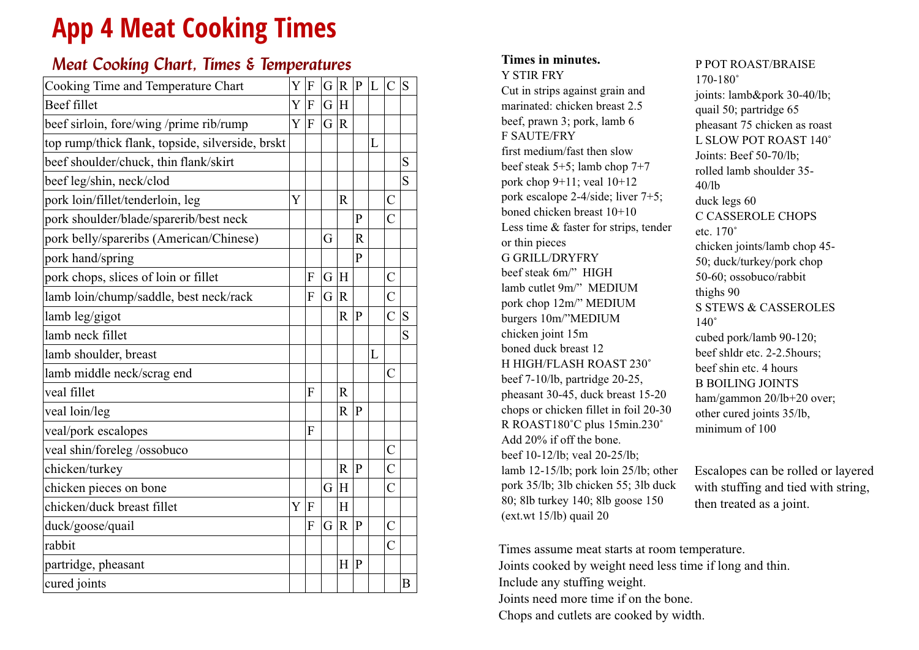# App 4 Meat Cooking Times

## *Meat Cooking Chart, Times & Temperatures*

| Cooking Time and Temperature Chart | Y | F | G | R | P | L | C | S |
|---|---|---|---|---|---|---|---|---|
| Beef fillet | Y | F | G | H | | | | |
| beef sirloin, fore/wing /prime rib/rump | Y | F | G | R | | | | |
| top rump/thick flank, topside, silverside, brskt | | | | | | L | | |
| beef shoulder/chuck, thin flank/skirt | | | | | | | | S |
| beef leg/shin, neck/clod | | | | | | | | S |
| pork loin/fillet/tenderloin, leg | Y | | | R | | | C | |
| pork shoulder/blade/sparerib/best neck | | | | | P | | C | |
| pork belly/spareribs (American/Chinese) | | | G | | R | | | |
| pork hand/spring | | | | | P | | | |
| pork chops, slices of loin or fillet | | F | G | H | | | C | |
| lamb loin/chump/saddle, best neck/rack | | F | G | R | | | C | |
| lamb leg/gigot | | | | R | P | | C | S |
| lamb neck fillet | | | | | | | | S |
| lamb shoulder, breast | | | | | | L | | |
| lamb middle neck/scrag end | | | | | | | C | |
| veal fillet | | F | | R | | | | |
| veal loin/leg | | | | R | P | | | |
| veal/pork escalopes | | F | | | | | | |
| veal shin/foreleg /ossobuco | | | | | | | C | |
| chicken/turkey | | | | R | P | | C | |
| chicken pieces on bone | | | G | H | | | C | |
| chicken/duck breast fillet | Y | F | | H | | | | |
| duck/goose/quail | | F | G | R | P | | C | |
| rabbit | | | | | | | C | |
| partridge, pheasant | | | | H | P | | | |
| cured joints | | | | | | | | B |

**Times in minutes.**

Y STIR FRY
Cut in strips against grain and marinated: chicken breast 2.5 beef, prawn 3; pork, lamb 6

F SAUTE/FRY
first medium/fast then slow
beef steak 5+5; lamb chop 7+7
pork chop 9+11; veal 10+12
pork escalope 2-4/side; liver 7+5;
boned chicken breast 10+10
Less time & faster for strips, tender or thin pieces

G GRILL/DRYFRY
beef steak 6m/" HIGH
lamb cutlet 9m/" MEDIUM
pork chop 12m/" MEDIUM
burgers 10m/"MEDIUM
chicken joint 15m
boned duck breast 12

H HIGH/FLASH ROAST 230˚
beef 7-10/lb, partridge 20-25,
pheasant 30-45, duck breast 15-20
chops or chicken fillet in foil 20-30

R ROAST180˚C plus 15min.230˚
Add 20% if off the bone.
beef 10-12/lb; veal 20-25/lb;
lamb 12-15/lb; pork loin 25/lb; other pork 35/lb; 3lb chicken 55; 3lb duck 80; 8lb turkey 140; 8lb goose 150 (ext.wt 15/lb) quail 20

P POT ROAST/BRAISE
170-180˚
joints: lamb&pork 30-40/lb;
quail 50; partridge 65
pheasant 75 chicken as roast

L SLOW POT ROAST 140˚
Joints: Beef 50-70/lb;
rolled lamb shoulder 35-40/lb
duck legs 60

C CASSEROLE CHOPS
etc. 170˚
chicken joints/lamb chop 45-50; duck/turkey/pork chop 50-60; ossobuco/rabbit thighs 90

S STEWS & CASSEROLES
140˚
cubed pork/lamb 90-120;
beef shldr etc. 2-2.5hours;
beef shin etc. 4 hours

B BOILING JOINTS
ham/gammon 20/lb+20 over;
other cured joints 35/lb,
minimum of 100

Escalopes can be rolled or layered with stuffing and tied with string, then treated as a joint.

Times assume meat starts at room temperature.
Joints cooked by weight need less time if long and thin.
Include any stuffing weight.
Joints need more time if on the bone.
Chops and cutlets are cooked by width.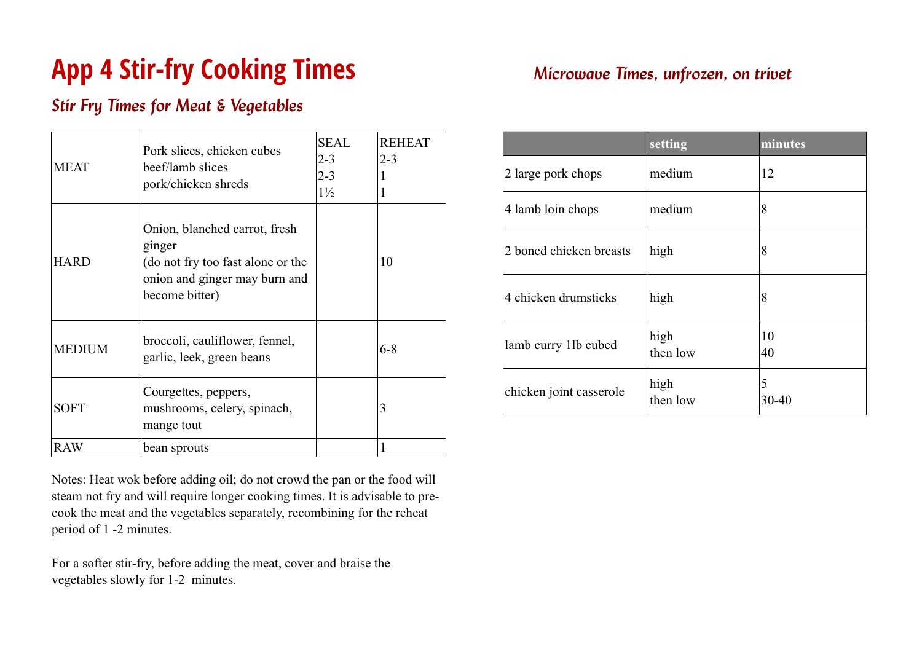# App 4 Stir-fry Cooking Times

## *Stir Fry Times for Meat & Vegetables*

| | | SEAL | REHEAT |
|---|---|---|---|
| MEAT | Pork slices, chicken cubes<br>beef/lamb slices<br>pork/chicken shreds | 2-3<br>2-3<br>1½ | 2-3<br>1<br>1 |
| HARD | Onion, blanched carrot, fresh ginger<br>(do not fry too fast alone or the onion and ginger may burn and become bitter) | | 10 |
| MEDIUM | broccoli, cauliflower, fennel, garlic, leek, green beans | | 6-8 |
| SOFT | Courgettes, peppers, mushrooms, celery, spinach, mange tout | | 3 |
| RAW | bean sprouts | | 1 |

Notes: Heat wok before adding oil; do not crowd the pan or the food will steam not fry and will require longer cooking times. It is advisable to pre-cook the meat and the vegetables separately, recombining for the reheat period of 1 -2 minutes.

For a softer stir-fry, before adding the meat, cover and braise the vegetables slowly for 1-2 minutes.

## *Microwave Times, unfrozen, on trivet*

| | setting | minutes |
|---|---|---|
| 2 large pork chops | medium | 12 |
| 4 lamb loin chops | medium | 8 |
| 2 boned chicken breasts | high | 8 |
| 4 chicken drumsticks | high | 8 |
| lamb curry 1lb cubed | high<br>then low | 10<br>40 |
| chicken joint casserole | high<br>then low | 5<br>30-40 |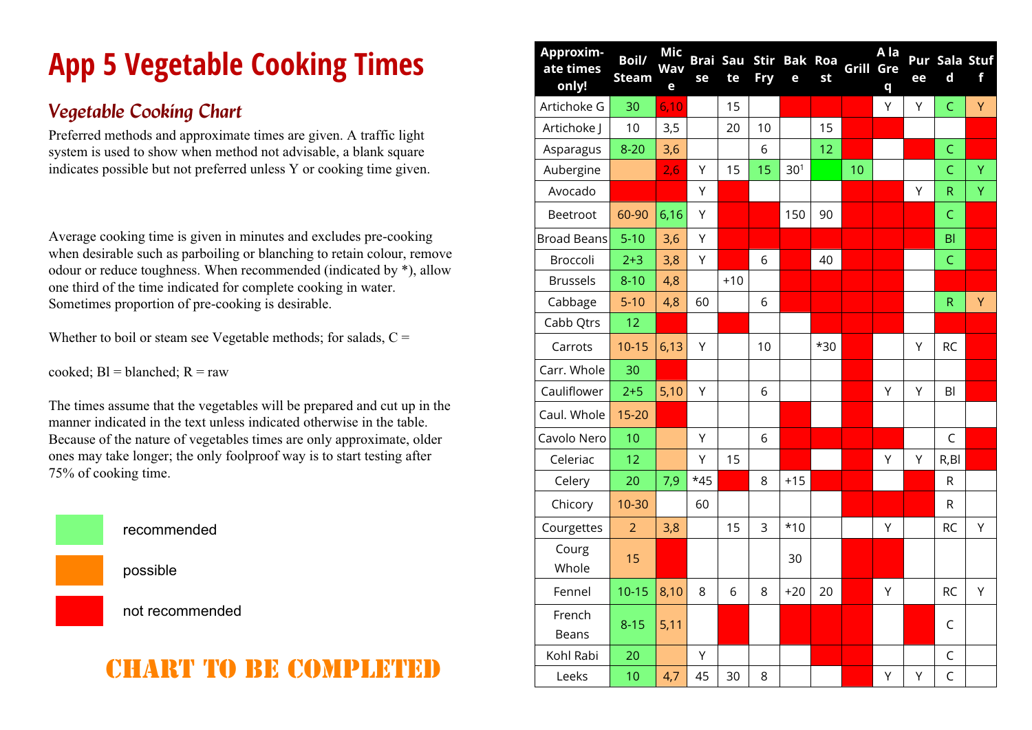# App 5 Vegetable Cooking Times

## *Vegetable Cooking Chart*

Preferred methods and approximate times are given. A traffic light system is used to show when method not advisable, a blank square indicates possible but not preferred unless Y or cooking time given.

Average cooking time is given in minutes and excludes pre-cooking when desirable such as parboiling or blanching to retain colour, remove odour or reduce toughness. When recommended (indicated by *), allow one third of the time indicated for complete cooking in water. Sometimes proportion of pre-cooking is desirable.

Whether to boil or steam see Vegetable methods; for salads, C = cooked; Bl = blanched; R = raw

The times assume that the vegetables will be prepared and cut up in the manner indicated in the text unless indicated otherwise in the table. Because of the nature of vegetables times are only approximate, older ones may take longer; the only foolproof way is to start testing after 75% of cooking time.

- recommended
- possible
- not recommended

**CHART TO BE COMPLETED**

| Approximate times only! | Boil/ Steam | Mic Wave | Braise | Saute | Stir Fry | Bake | Roast | Grill | A la Greq | Puree | Salad | Stuff |
|---|---|---|---|---|---|---|---|---|---|---|---|---|
| Artichoke G | 30 | 6,10 | | 15 | | | | | Y | Y | C | Y |
| Artichoke J | 10 | 3,5 | | 20 | 10 | | 15 | | | | | |
| Asparagus | 8-20 | 3,6 | | | 6 | | 12 | | | | C | |
| Aubergine | | 2,6 | Y | 15 | 15 | 30[1] | | 10 | | | C | Y |
| Avocado | | | Y | | | | | | | Y | R | Y |
| Beetroot | 60-90 | 6,16 | Y | | | 150 | 90 | | | | C | |
| Broad Beans | 5-10 | 3,6 | Y | | | | | | | | Bl | |
| Broccoli | 2+3 | 3,8 | Y | | 6 | | 40 | | | | C | |
| Brussels | 8-10 | 4,8 | | +10 | | | | | | | | |
| Cabbage | 5-10 | 4,8 | 60 | | 6 | | | | | | R | Y |
| Cabb Qtrs | 12 | | | | | | | | | | | |
| Carrots | 10-15 | 6,13 | Y | | 10 | | *30 | | | Y | RC | |
| Carr. Whole | 30 | | | | | | | | | | | |
| Cauliflower | 2+5 | 5,10 | Y | | 6 | | | | Y | Y | Bl | |
| Caul. Whole | 15-20 | | | | | | | | | | | |
| Cavolo Nero | 10 | | Y | | 6 | | | | | | C | |
| Celeriac | 12 | | Y | 15 | | | | | Y | Y | R,Bl | |
| Celery | 20 | 7,9 | *45 | | 8 | +15 | | | | | R | |
| Chicory | 10-30 | | 60 | | | | | | | | R | |
| Courgettes | 2 | 3,8 | | 15 | 3 | *10 | | | Y | | RC | Y |
| Courg Whole | 15 | | | | | 30 | | | | | | |
| Fennel | 10-15 | 8,10 | 8 | 6 | 8 | +20 | 20 | | Y | | RC | Y |
| French Beans | 8-15 | 5,11 | | | | | | | | | C | |
| Kohl Rabi | 20 | | Y | | | | | | | | C | |
| Leeks | 10 | 4,7 | 45 | 30 | 8 | | | | Y | Y | C | |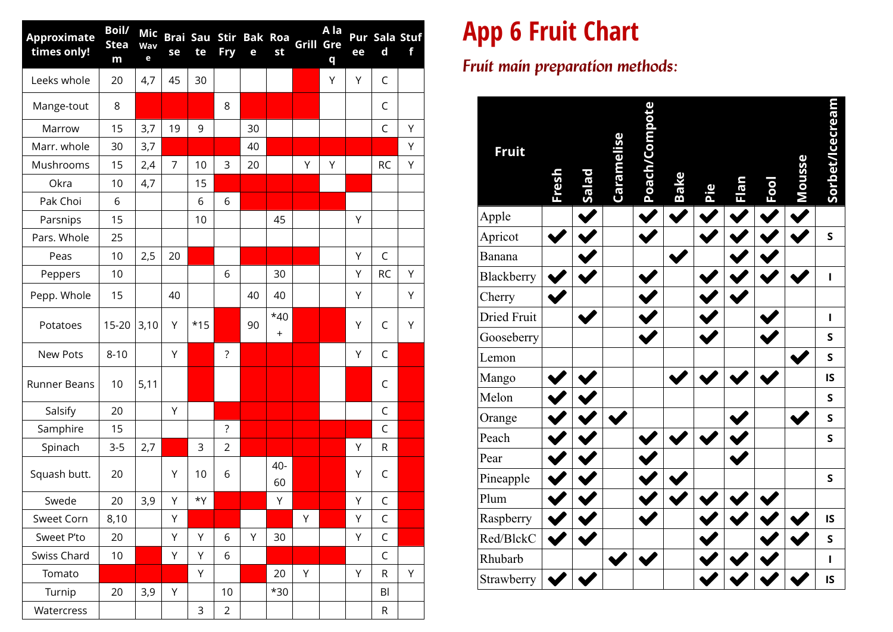| Approximate times only! | Boil/ Steam | Micwave | Braise | Saute | Stir Fry | Bake | Roast | Grill | A la Greq | Puree | Salad | Stuff |
|---|---|---|---|---|---|---|---|---|---|---|---|---|
| Leeks whole | 20 | 4,7 | 45 | 30 | | | | | Y | Y | C | |
| Mange-tout | 8 | | | | 8 | | | | | | C | |
| Marrow | 15 | 3,7 | 19 | 9 | | 30 | | | | | C | Y |
| Marr. whole | 30 | 3,7 | | | | 40 | | | | | | Y |
| Mushrooms | 15 | 2,4 | 7 | 10 | 3 | 20 | | Y | Y | | RC | Y |
| Okra | 10 | 4,7 | | 15 | | | | | | | | |
| Pak Choi | 6 | | | 6 | 6 | | | | | | | |
| Parsnips | 15 | | | 10 | | | 45 | | | Y | | |
| Pars. Whole | 25 | | | | | | | | | | | |
| Peas | 10 | 2,5 | 20 | | | | | | | Y | C | |
| Peppers | 10 | | | | 6 | | 30 | | | Y | RC | Y |
| Pepp. Whole | 15 | | 40 | | | 40 | 40 | | | Y | | Y |
| Potatoes | 15-20 | 3,10 | Y | *15 | | 90 | *40 + | | | Y | C | Y |
| New Pots | 8-10 | | Y | | ? | | | | | Y | C | |
| Runner Beans | 10 | 5,11 | | | | | | | | | C | |
| Salsify | 20 | | Y | | | | | | | | C | |
| Samphire | 15 | | | | ? | | | | | | C | |
| Spinach | 3-5 | 2,7 | | 3 | 2 | | | | | Y | R | |
| Squash butt. | 20 | | Y | 10 | 6 | | 40-60 | | | Y | C | |
| Swede | 20 | 3,9 | Y | *Y | | | Y | | | Y | C | |
| Sweet Corn | 8,10 | | Y | | | | | Y | | Y | C | |
| Sweet P'to | 20 | | Y | Y | 6 | Y | 30 | | | Y | C | |
| Swiss Chard | 10 | | Y | Y | 6 | | | | | | C | |
| Tomato | | | | Y | | | 20 | Y | | Y | R | Y |
| Turnip | 20 | 3,9 | Y | | 10 | | *30 | | | | Bl | |
| Watercress | | | | 3 | 2 | | | | | | R | |

# App 6 Fruit Chart

## *Fruit main preparation methods:*

| Fruit | Fresh | Salad | Caramelise | Poach/Compote | Bake | Pie | Flan | Fool | Mousse | Sorbet/Icecream |
|---|---|---|---|---|---|---|---|---|---|---|
| Apple | | ✔ | | ✔ | ✔ | ✔ | ✔ | ✔ | ✔ | |
| Apricot | ✔ | ✔ | | ✔ | | ✔ | ✔ | ✔ | ✔ | S |
| Banana | | ✔ | | | ✔ | | ✔ | ✔ | | |
| Blackberry | ✔ | ✔ | | ✔ | | ✔ | ✔ | ✔ | ✔ | I |
| Cherry | ✔ | | | ✔ | | ✔ | ✔ | | | |
| Dried Fruit | | ✔ | | ✔ | | ✔ | | ✔ | | I |
| Gooseberry | | | | ✔ | | ✔ | | ✔ | | S |
| Lemon | | | | | | | | | ✔ | S |
| Mango | ✔ | ✔ | | | ✔ | ✔ | ✔ | ✔ | | IS |
| Melon | ✔ | ✔ | | | | | | | | S |
| Orange | ✔ | ✔ | ✔ | | | | ✔ | | ✔ | S |
| Peach | ✔ | ✔ | | ✔ | ✔ | ✔ | ✔ | | | S |
| Pear | ✔ | ✔ | | ✔ | | | ✔ | | | |
| Pineapple | ✔ | ✔ | | ✔ | ✔ | | | | | S |
| Plum | ✔ | ✔ | | ✔ | ✔ | ✔ | ✔ | ✔ | | |
| Raspberry | ✔ | ✔ | | ✔ | | ✔ | ✔ | ✔ | ✔ | IS |
| Red/BlckC | ✔ | ✔ | | | | ✔ | | ✔ | ✔ | S |
| Rhubarb | | | ✔ | ✔ | | ✔ | ✔ | ✔ | | I |
| Strawberry | ✔ | ✔ | | | | ✔ | ✔ | ✔ | ✔ | IS |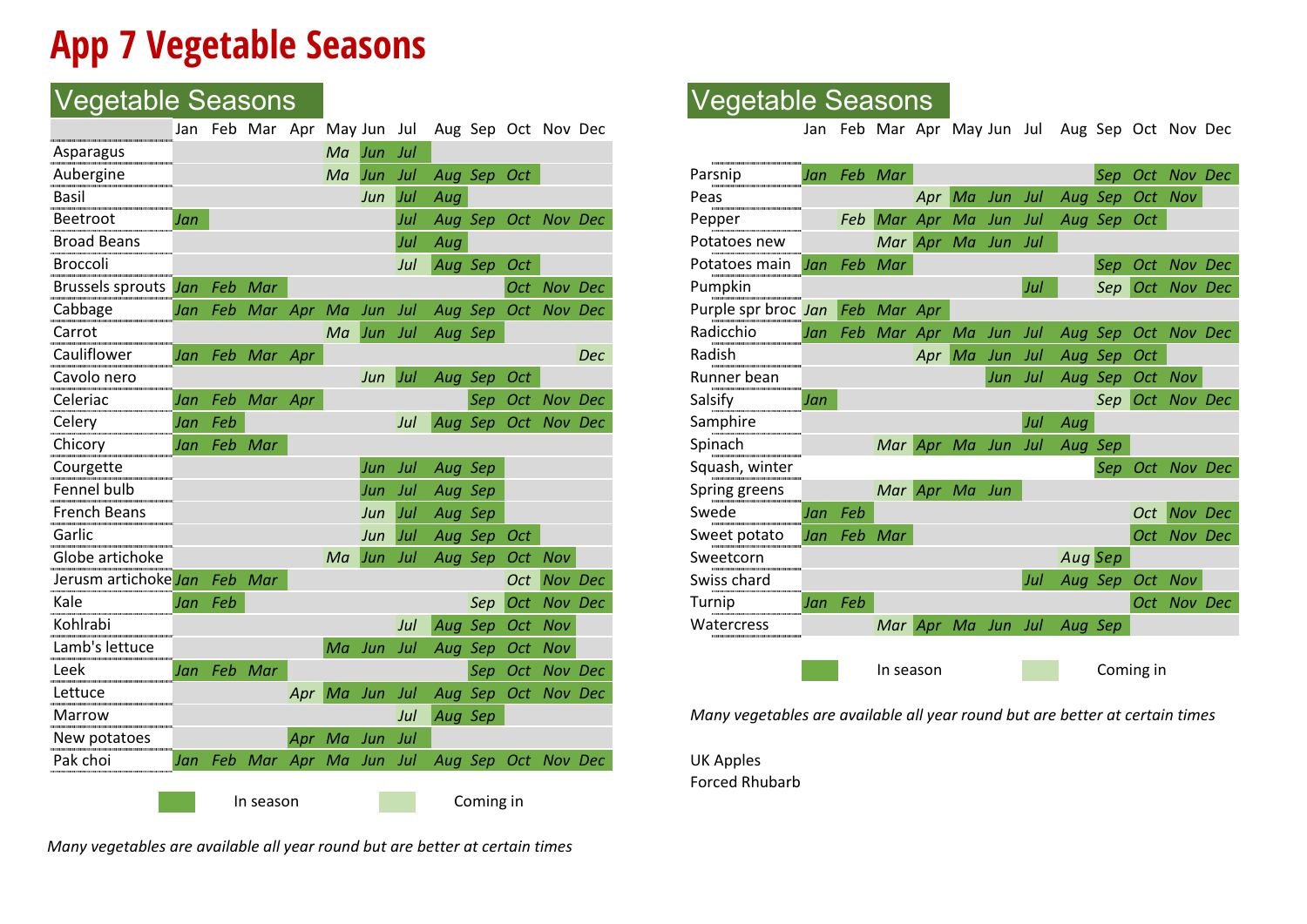# App 7 Vegetable Seasons

## Vegetable Seasons

| | Jan | Feb | Mar | Apr | May | Jun | Jul | Aug | Sep | Oct | Nov | Dec |
|---|---|---|---|---|---|---|---|---|---|---|---|---|
| Asparagus | | | | | Ma | Jun | Jul | | | | | |
| Aubergine | | | | | Ma | Jun | Jul | Aug | Sep | Oct | | |
| Basil | | | | | | Jun | Jul | Aug | | | | |
| Beetroot | Jan | | | | | | Jul | Aug | Sep | Oct | Nov | Dec |
| Broad Beans | | | | | | | Jul | Aug | | | | |
| Broccoli | | | | | | | Jul | Aug | Sep | Oct | | |
| Brussels sprouts | Jan | Feb | Mar | | | | | | | Oct | Nov | Dec |
| Cabbage | Jan | Feb | Mar | Apr | Ma | Jun | Jul | Aug | Sep | Oct | Nov | Dec |
| Carrot | | | | | Ma | Jun | Jul | Aug | Sep | | | |
| Cauliflower | Jan | Feb | Mar | Apr | | | | | | | | Dec |
| Cavolo nero | | | | | | Jun | Jul | Aug | Sep | Oct | | |
| Celeriac | Jan | Feb | Mar | Apr | | | | | Sep | Oct | Nov | Dec |
| Celery | Jan | Feb | | | | | Jul | Aug | Sep | Oct | Nov | Dec |
| Chicory | Jan | Feb | Mar | | | | | | | | | |
| Courgette | | | | | | Jun | Jul | Aug | Sep | | | |
| Fennel bulb | | | | | | Jun | Jul | Aug | Sep | | | |
| French Beans | | | | | | Jun | Jul | Aug | Sep | | | |
| Garlic | | | | | | Jun | Jul | Aug | Sep | Oct | | |
| Globe artichoke | | | | | Ma | Jun | Jul | Aug | Sep | Oct | Nov | |
| Jerusm artichoke | Jan | Feb | Mar | | | | | | | Oct | Nov | Dec |
| Kale | Jan | Feb | | | | | | | Sep | Oct | Nov | Dec |
| Kohlrabi | | | | | | | Jul | Aug | Sep | Oct | Nov | |
| Lamb's lettuce | | | | | Ma | Jun | Jul | Aug | Sep | Oct | Nov | |
| Leek | Jan | Feb | Mar | | | | | | Sep | Oct | Nov | Dec |
| Lettuce | | | | Apr | Ma | Jun | Jul | Aug | Sep | Oct | Nov | Dec |
| Marrow | | | | | | | Jul | Aug | Sep | | | |
| New potatoes | | | | Apr | Ma | Jun | Jul | | | | | |
| Pak choi | Jan | Feb | Mar | Apr | Ma | Jun | Jul | Aug | Sep | Oct | Nov | Dec |

In season / Coming in

*Many vegetables are available all year round but are better at certain times*

## Vegetable Seasons

| | Jan | Feb | Mar | Apr | May | Jun | Jul | Aug | Sep | Oct | Nov | Dec |
|---|---|---|---|---|---|---|---|---|---|---|---|---|
| Parsnip | Jan | Feb | Mar | | | | | | Sep | Oct | Nov | Dec |
| Peas | | | | Apr | Ma | Jun | Jul | Aug | Sep | Oct | Nov | |
| Pepper | | Feb | Mar | Apr | Ma | Jun | Jul | Aug | Sep | Oct | | |
| Potatoes new | | | Mar | Apr | Ma | Jun | Jul | | | | | |
| Potatoes main | Jan | Feb | Mar | | | | | | Sep | Oct | Nov | Dec |
| Pumpkin | | | | | | | Jul | | Sep | Oct | Nov | Dec |
| Purple spr broc | Jan | Feb | Mar | Apr | | | | | | | | |
| Radicchio | Jan | Feb | Mar | Apr | Ma | Jun | Jul | Aug | Sep | Oct | Nov | Dec |
| Radish | | | | Apr | Ma | Jun | Jul | Aug | Sep | Oct | | |
| Runner bean | | | | | | Jun | Jul | Aug | Sep | Oct | Nov | |
| Salsify | Jan | | | | | | | | Sep | Oct | Nov | Dec |
| Samphire | | | | | | | Jul | Aug | | | | |
| Spinach | | | Mar | Apr | Ma | Jun | Jul | Aug | Sep | | | |
| Squash, winter | | | | | | | | | Sep | Oct | Nov | Dec |
| Spring greens | | | Mar | Apr | Ma | Jun | | | | | | |
| Swede | Jan | Feb | | | | | | | | Oct | Nov | Dec |
| Sweet potato | Jan | Feb | Mar | | | | | | | Oct | Nov | Dec |
| Sweetcorn | | | | | | | | Aug | Sep | | | |
| Swiss chard | | | | | | | Jul | Aug | Sep | Oct | Nov | |
| Turnip | Jan | Feb | | | | | | | | Oct | Nov | Dec |
| Watercress | | | Mar | Apr | Ma | Jun | Jul | Aug | Sep | | | |

In season / Coming in

*Many vegetables are available all year round but are better at certain times*

UK Apples

Forced Rhubarb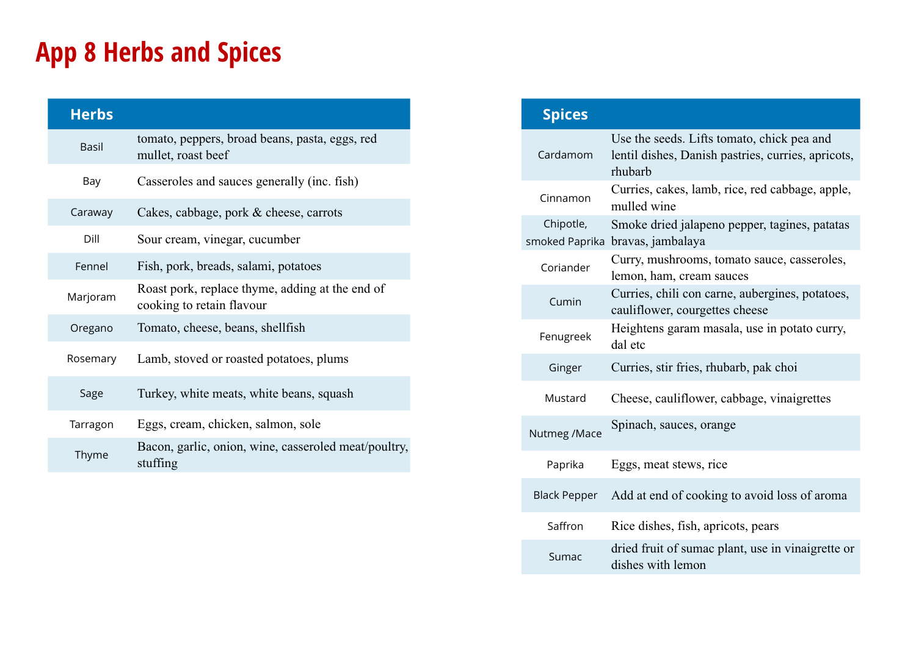# App 8 Herbs and Spices

| Herbs | |
|---|---|
| Basil | tomato, peppers, broad beans, pasta, eggs, red mullet, roast beef |
| Bay | Casseroles and sauces generally (inc. fish) |
| Caraway | Cakes, cabbage, pork & cheese, carrots |
| Dill | Sour cream, vinegar, cucumber |
| Fennel | Fish, pork, breads, salami, potatoes |
| Marjoram | Roast pork, replace thyme, adding at the end of cooking to retain flavour |
| Oregano | Tomato, cheese, beans, shellfish |
| Rosemary | Lamb, stoved or roasted potatoes, plums |
| Sage | Turkey, white meats, white beans, squash |
| Tarragon | Eggs, cream, chicken, salmon, sole |
| Thyme | Bacon, garlic, onion, wine, casseroled meat/poultry, stuffing |

| Spices | |
|---|---|
| Cardamom | Use the seeds. Lifts tomato, chick pea and lentil dishes, Danish pastries, curries, apricots, rhubarb |
| Cinnamon | Curries, cakes, lamb, rice, red cabbage, apple, mulled wine |
| Chipotle, smoked Paprika | Smoke dried jalapeno pepper, tagines, patatas bravas, jambalaya |
| Coriander | Curry, mushrooms, tomato sauce, casseroles, lemon, ham, cream sauces |
| Cumin | Curries, chili con carne, aubergines, potatoes, cauliflower, courgettes cheese |
| Fenugreek | Heightens garam masala, use in potato curry, dal etc |
| Ginger | Curries, stir fries, rhubarb, pak choi |
| Mustard | Cheese, cauliflower, cabbage, vinaigrettes |
| Nutmeg /Mace | Spinach, sauces, orange |
| Paprika | Eggs, meat stews, rice |
| Black Pepper | Add at end of cooking to avoid loss of aroma |
| Saffron | Rice dishes, fish, apricots, pears |
| Sumac | dried fruit of sumac plant, use in vinaigrette or dishes with lemon |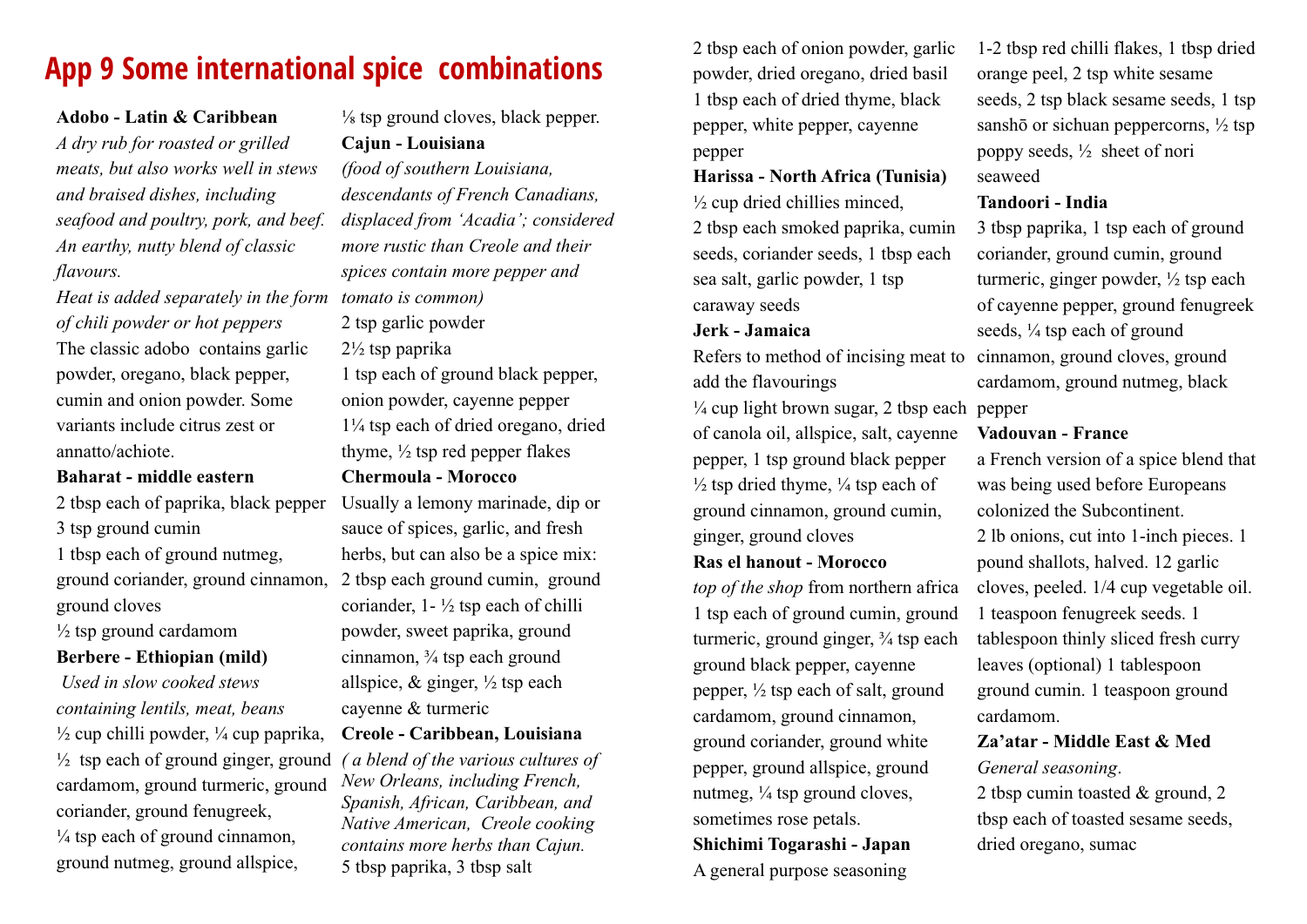# App 9 Some international spice combinations

**Adobo - Latin & Caribbean**

*A dry rub for roasted or grilled meats, but also works well in stews and braised dishes, including seafood and poultry, pork, and beef. An earthy, nutty blend of classic flavours.*

*Heat is added separately in the form of chili powder or hot peppers*

The classic adobo contains garlic powder, oregano, black pepper, cumin and onion powder. Some variants include citrus zest or annatto/achiote.

**Baharat - middle eastern**

2 tbsp each of paprika, black pepper
3 tsp ground cumin
1 tbsp each of ground nutmeg, ground coriander, ground cinnamon, ground cloves
½ tsp ground cardamom

**Berbere - Ethiopian (mild)**

*Used in slow cooked stews containing lentils, meat, beans*

½ cup chilli powder, ¼ cup paprika, ½ tsp each of ground ginger, ground cardamom, ground turmeric, ground coriander, ground fenugreek, ¼ tsp each of ground cinnamon, ground nutmeg, ground allspice, ⅛ tsp ground cloves, black pepper.

**Cajun - Louisiana**

*(food of southern Louisiana, descendants of French Canadians, displaced from 'Acadia'; considered more rustic than Creole and their spices contain more pepper and tomato is common)*

2 tsp garlic powder
2½ tsp paprika
1 tsp each of ground black pepper, onion powder, cayenne pepper
1¼ tsp each of dried oregano, dried thyme, ½ tsp red pepper flakes

**Chermoula - Morocco**

Usually a lemony marinade, dip or sauce of spices, garlic, and fresh herbs, but can also be a spice mix: 2 tbsp each ground cumin, ground coriander, 1- ½ tsp each of chilli powder, sweet paprika, ground cinnamon, ¾ tsp each ground allspice, & ginger, ½ tsp each cayenne & turmeric

**Creole - Caribbean, Louisiana**

*( a blend of the various cultures of New Orleans, including French, Spanish, African, Caribbean, and Native American, Creole cooking contains more herbs than Cajun.*

5 tbsp paprika, 3 tbsp salt
2 tbsp each of onion powder, garlic powder, dried oregano, dried basil
1 tbsp each of dried thyme, black pepper, white pepper, cayenne pepper

**Harissa - North Africa (Tunisia)**

½ cup dried chillies minced,
2 tbsp each smoked paprika, cumin seeds, coriander seeds, 1 tbsp each sea salt, garlic powder, 1 tsp caraway seeds

**Jerk - Jamaica**

Refers to method of incising meat to add the flavourings
¼ cup light brown sugar, 2 tbsp each of canola oil, allspice, salt, cayenne pepper, 1 tsp ground black pepper ½ tsp dried thyme, ¼ tsp each of ground cinnamon, ground cumin, ginger, ground cloves

**Ras el hanout - Morocco**

*top of the shop* from northern africa
1 tsp each of ground cumin, ground turmeric, ground ginger, ¾ tsp each ground black pepper, cayenne pepper, ½ tsp each of salt, ground cardamom, ground cinnamon, ground coriander, ground white pepper, ground allspice, ground nutmeg, ¼ tsp ground cloves, sometimes rose petals.

**Shichimi Togarashi - Japan**

A general purpose seasoning
1-2 tbsp red chilli flakes, 1 tbsp dried orange peel, 2 tsp white sesame seeds, 2 tsp black sesame seeds, 1 tsp sanshō or sichuan peppercorns, ½ tsp poppy seeds, ½ sheet of nori seaweed

**Tandoori - India**

3 tbsp paprika, 1 tsp each of ground coriander, ground cumin, ground turmeric, ginger powder, ½ tsp each of cayenne pepper, ground fenugreek seeds, ¼ tsp each of ground cinnamon, ground cloves, ground cardamom, ground nutmeg, black pepper

**Vadouvan - France**

a French version of a spice blend that was being used before Europeans colonized the Subcontinent.
2 lb onions, cut into 1-inch pieces. 1 pound shallots, halved. 12 garlic cloves, peeled. 1/4 cup vegetable oil. 1 teaspoon fenugreek seeds. 1 tablespoon thinly sliced fresh curry leaves (optional) 1 tablespoon ground cumin. 1 teaspoon ground cardamom.

**Za'atar - Middle East & Med**

*General seasoning*.
2 tbsp cumin toasted & ground, 2 tbsp each of toasted sesame seeds, dried oregano, sumac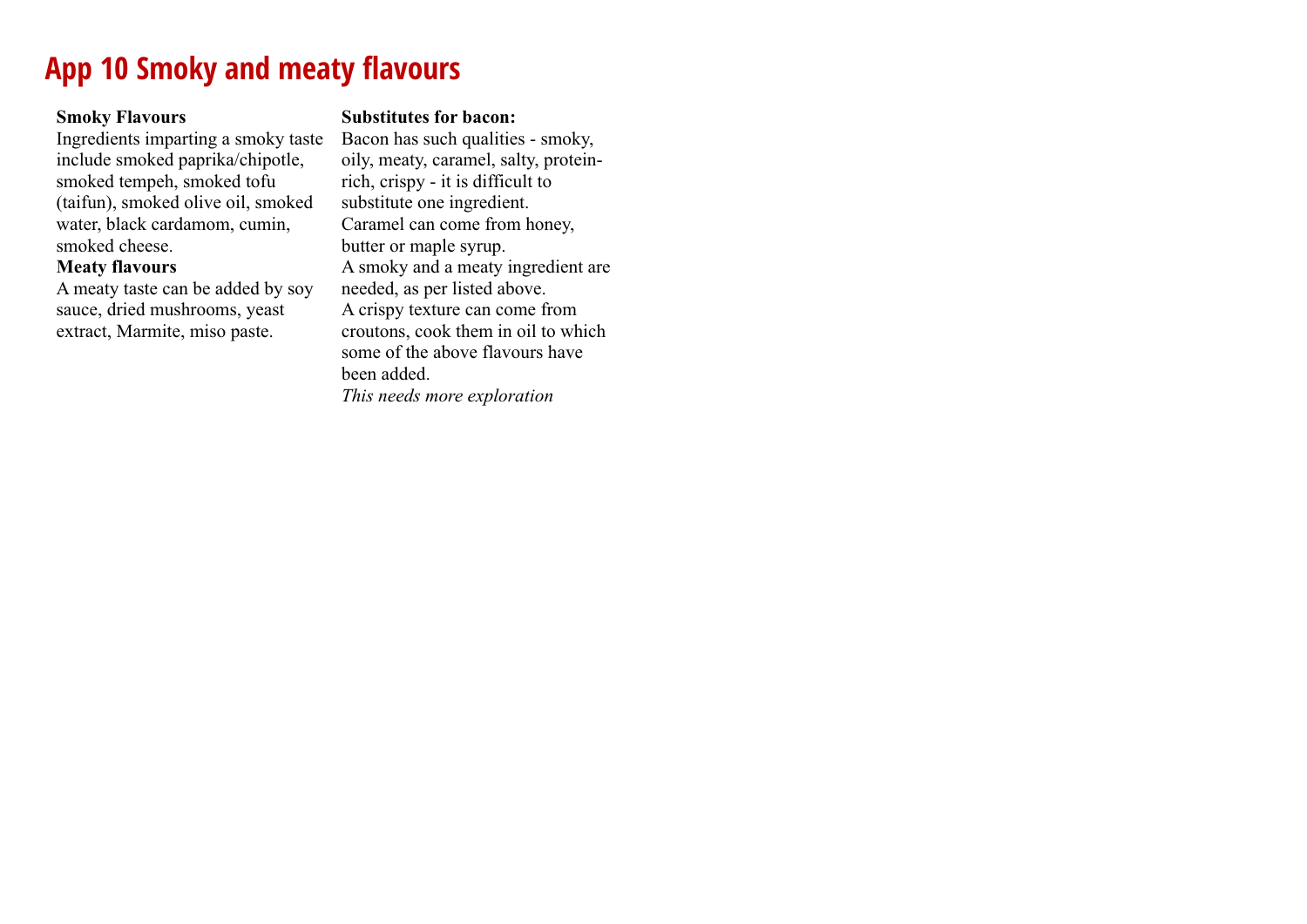# App 10 Smoky and meaty flavours

**Smoky Flavours**

Ingredients imparting a smoky taste include smoked paprika/chipotle, smoked tempeh, smoked tofu (taifun), smoked olive oil, smoked water, black cardamom, cumin, smoked cheese.

**Meaty flavours**

A meaty taste can be added by soy sauce, dried mushrooms, yeast extract, Marmite, miso paste.

**Substitutes for bacon:**

Bacon has such qualities - smoky, oily, meaty, caramel, salty, protein-rich, crispy - it is difficult to substitute one ingredient.

Caramel can come from honey, butter or maple syrup.

A smoky and a meaty ingredient are needed, as per listed above.

A crispy texture can come from croutons, cook them in oil to which some of the above flavours have been added.

*This needs more exploration*